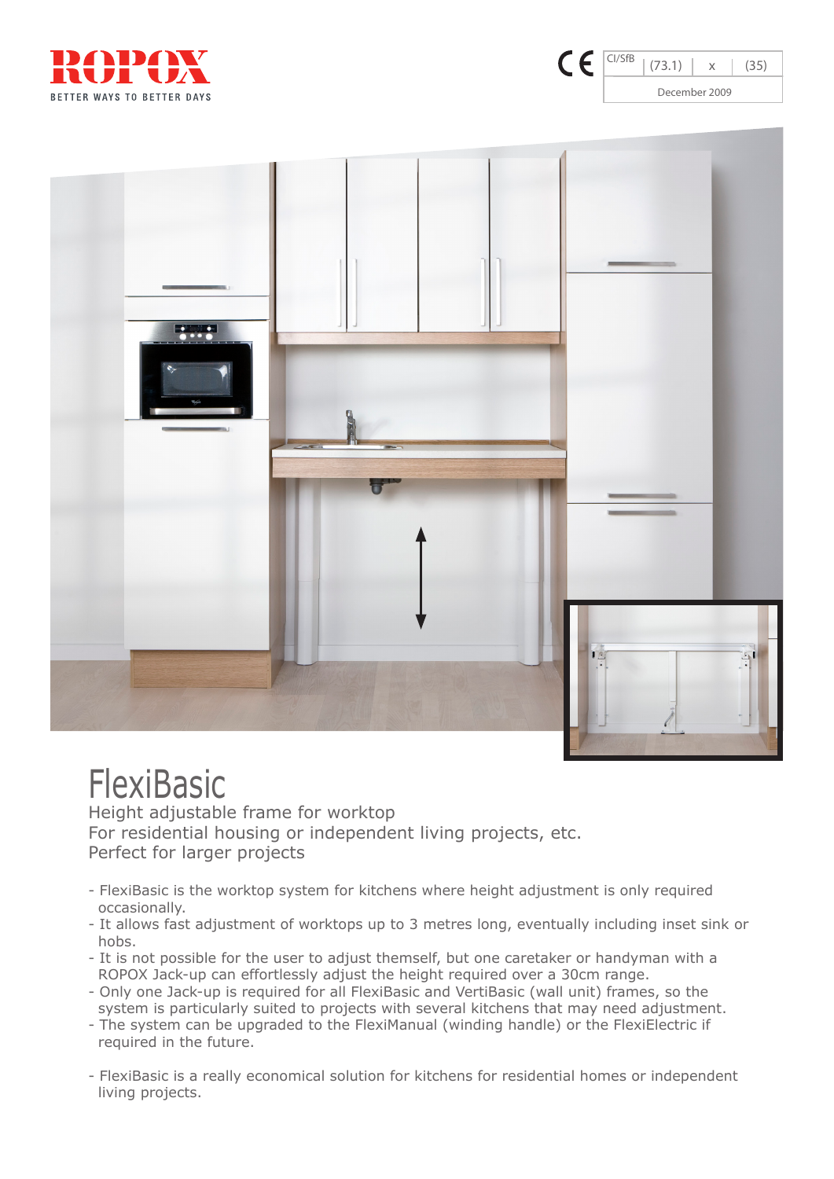ROPOX

BETTER WAYS TO BETTER DAYS

| CI/SfB | (73.1) | x | (35) |
| --- | --- | --- | --- |
| December 2009 | | | |

# FlexiBasic

Height adjustable frame for worktop
For residential housing or independent living projects, etc.
Perfect for larger projects

- FlexiBasic is the worktop system for kitchens where height adjustment is only required occasionally.
- It allows fast adjustment of worktops up to 3 metres long, eventually including inset sink or hobs.
- It is not possible for the user to adjust themself, but one caretaker or handyman with a ROPOX Jack-up can effortlessly adjust the height required over a 30cm range.
- Only one Jack-up is required for all FlexiBasic and VertiBasic (wall unit) frames, so the system is particularly suited to projects with several kitchens that may need adjustment.
- The system can be upgraded to the FlexiManual (winding handle) or the FlexiElectric if required in the future.

- FlexiBasic is a really economical solution for kitchens for residential homes or independent living projects.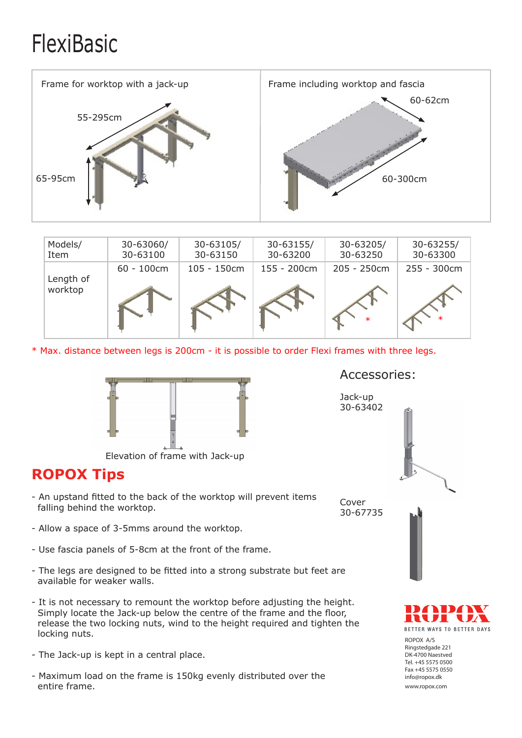# FlexiBasic

Frame for worktop with a jack-up

55-295cm

65-95cm

Frame including worktop and fascia

60-62cm

60-300cm

| Models/ Item | 30-63060/ 30-63100 | 30-63105/ 30-63150 | 30-63155/ 30-63200 | 30-63205/ 30-63250 | 30-63255/ 30-63300 |
|---|---|---|---|---|---|
| Length of worktop | 60 - 100cm | 105 - 150cm | 155 - 200cm | 205 - 250cm * | 255 - 300cm * |

* Max. distance between legs is 200cm - it is possible to order Flexi frames with three legs.

Elevation of frame with Jack-up

## Accessories:

Jack-up
30-63402

Cover
30-67735

## ROPOX Tips

- An upstand fitted to the back of the worktop will prevent items falling behind the worktop.
- Allow a space of 3-5mms around the worktop.
- Use fascia panels of 5-8cm at the front of the frame.
- The legs are designed to be fitted into a strong substrate but feet are available for weaker walls.
- It is not necessary to remount the worktop before adjusting the height. Simply locate the Jack-up below the centre of the frame and the floor, release the two locking nuts, wind to the height required and tighten the locking nuts.
- The Jack-up is kept in a central place.
- Maximum load on the frame is 150kg evenly distributed over the entire frame.

ROPOX
BETTER WAYS TO BETTER DAYS

ROPOX A/S
Ringstedgade 221
DK-4700 Naestved
Tel. +45 5575 0500
Fax +45 5575 0550
info@ropox.dk
www.ropox.com